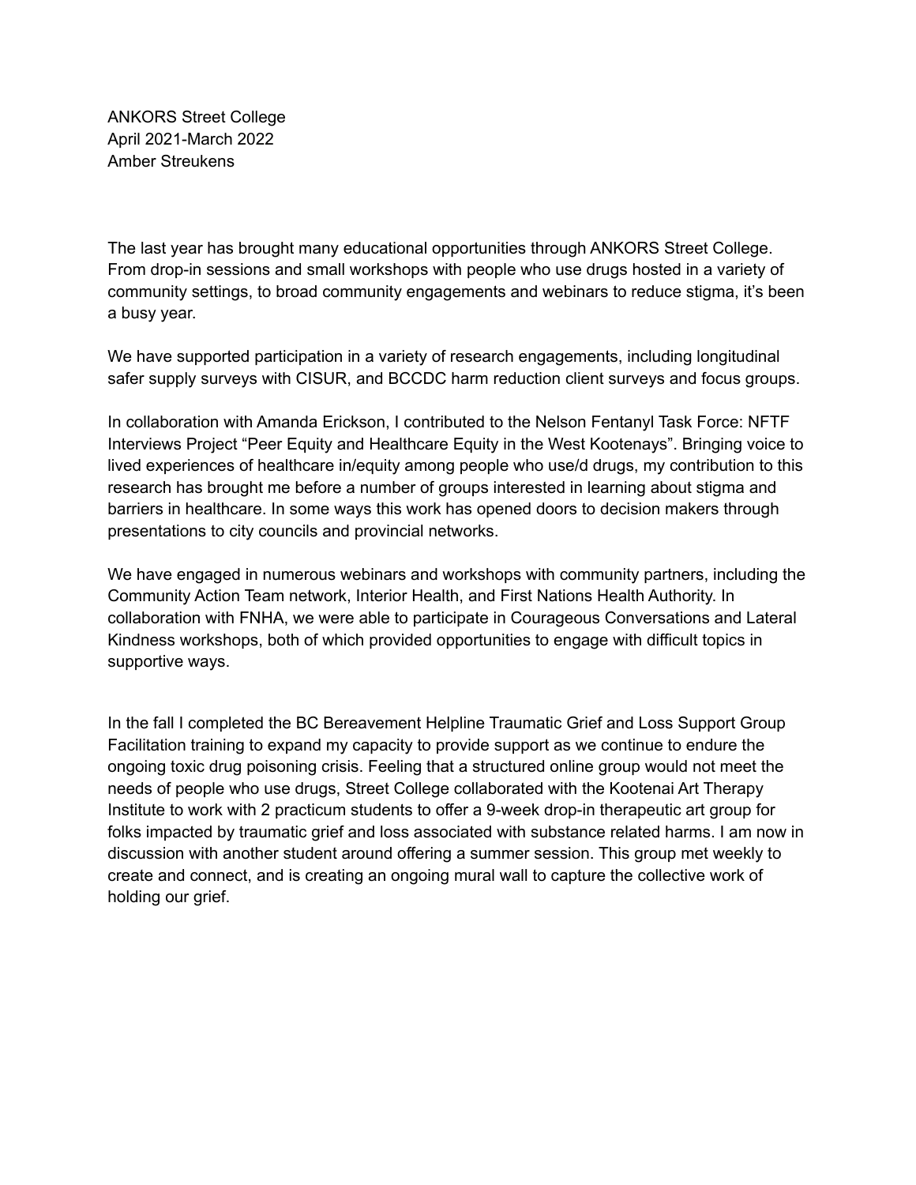ANKORS Street College
April 2021-March 2022
Amber Streukens

The last year has brought many educational opportunities through ANKORS Street College. From drop-in sessions and small workshops with people who use drugs hosted in a variety of community settings, to broad community engagements and webinars to reduce stigma, it's been a busy year.

We have supported participation in a variety of research engagements, including longitudinal safer supply surveys with CISUR, and BCCDC harm reduction client surveys and focus groups.

In collaboration with Amanda Erickson, I contributed to the Nelson Fentanyl Task Force: NFTF Interviews Project "Peer Equity and Healthcare Equity in the West Kootenays". Bringing voice to lived experiences of healthcare in/equity among people who use/d drugs, my contribution to this research has brought me before a number of groups interested in learning about stigma and barriers in healthcare. In some ways this work has opened doors to decision makers through presentations to city councils and provincial networks.

We have engaged in numerous webinars and workshops with community partners, including the Community Action Team network, Interior Health, and First Nations Health Authority. In collaboration with FNHA, we were able to participate in Courageous Conversations and Lateral Kindness workshops, both of which provided opportunities to engage with difficult topics in supportive ways.

In the fall I completed the BC Bereavement Helpline Traumatic Grief and Loss Support Group Facilitation training to expand my capacity to provide support as we continue to endure the ongoing toxic drug poisoning crisis. Feeling that a structured online group would not meet the needs of people who use drugs, Street College collaborated with the Kootenai Art Therapy Institute to work with 2 practicum students to offer a 9-week drop-in therapeutic art group for folks impacted by traumatic grief and loss associated with substance related harms. I am now in discussion with another student around offering a summer session. This group met weekly to create and connect, and is creating an ongoing mural wall to capture the collective work of holding our grief.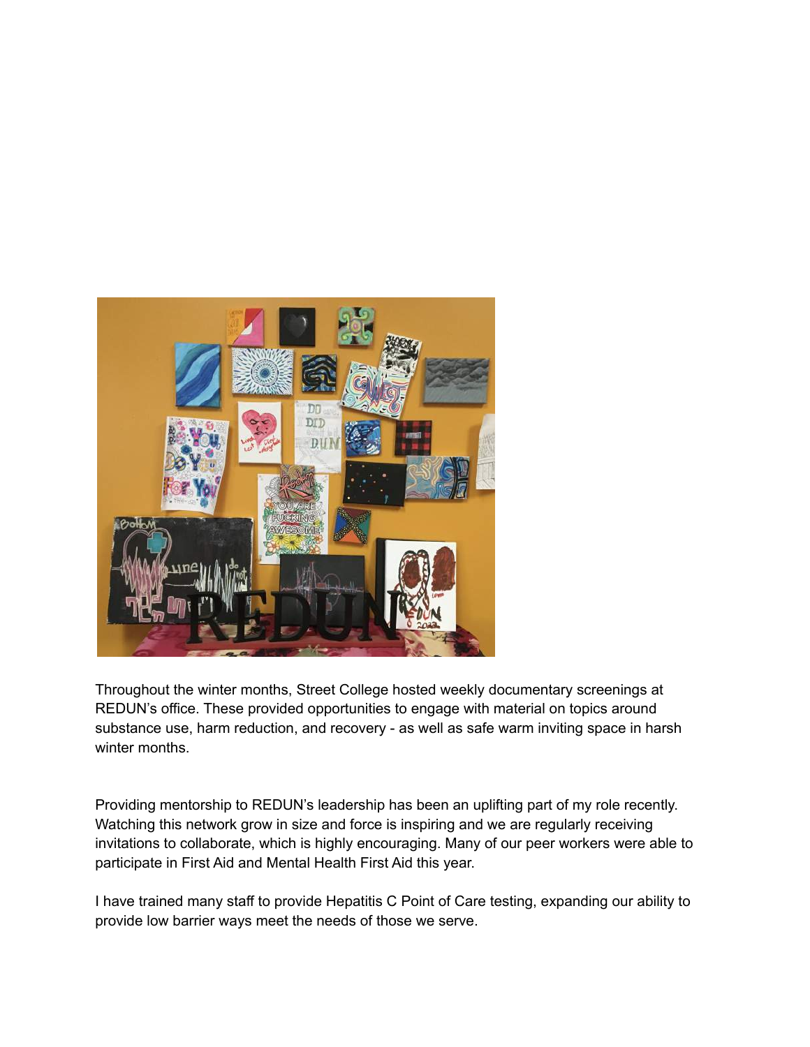Throughout the winter months, Street College hosted weekly documentary screenings at REDUN's office. These provided opportunities to engage with material on topics around substance use, harm reduction, and recovery - as well as safe warm inviting space in harsh winter months.

Providing mentorship to REDUN's leadership has been an uplifting part of my role recently. Watching this network grow in size and force is inspiring and we are regularly receiving invitations to collaborate, which is highly encouraging. Many of our peer workers were able to participate in First Aid and Mental Health First Aid this year.

I have trained many staff to provide Hepatitis C Point of Care testing, expanding our ability to provide low barrier ways meet the needs of those we serve.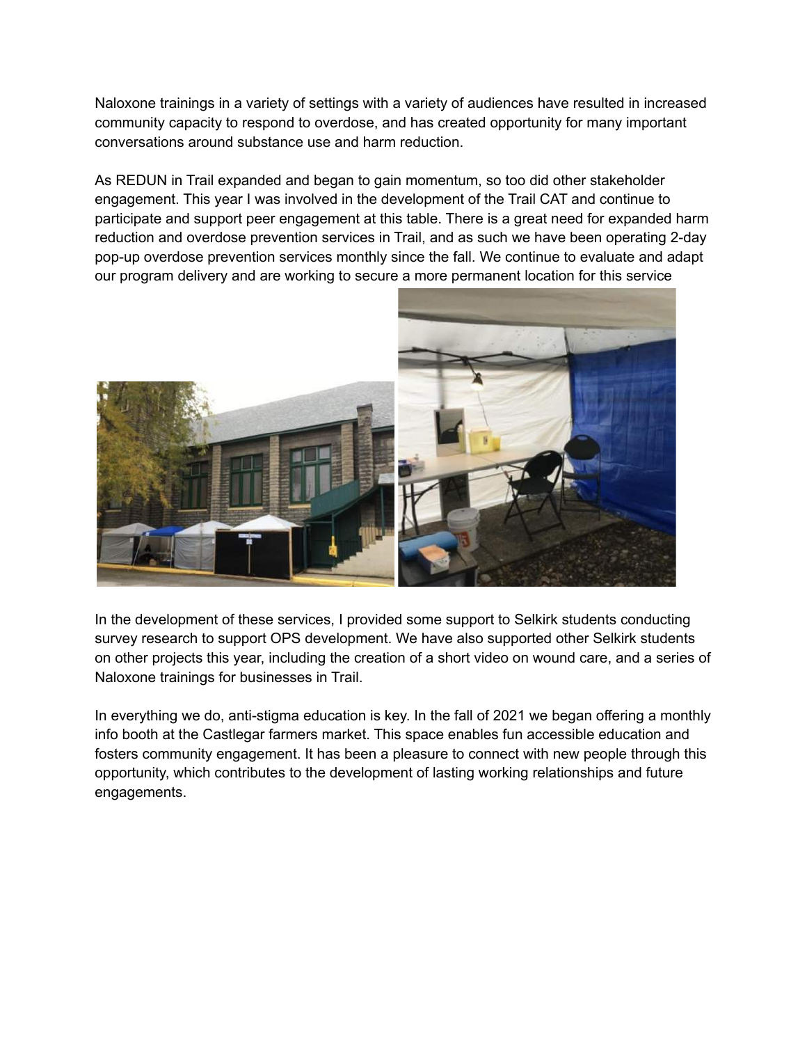Naloxone trainings in a variety of settings with a variety of audiences have resulted in increased community capacity to respond to overdose, and has created opportunity for many important conversations around substance use and harm reduction.

As REDUN in Trail expanded and began to gain momentum, so too did other stakeholder engagement. This year I was involved in the development of the Trail CAT and continue to participate and support peer engagement at this table. There is a great need for expanded harm reduction and overdose prevention services in Trail, and as such we have been operating 2-day pop-up overdose prevention services monthly since the fall. We continue to evaluate and adapt our program delivery and are working to secure a more permanent location for this service

In the development of these services, I provided some support to Selkirk students conducting survey research to support OPS development. We have also supported other Selkirk students on other projects this year, including the creation of a short video on wound care, and a series of Naloxone trainings for businesses in Trail.

In everything we do, anti-stigma education is key. In the fall of 2021 we began offering a monthly info booth at the Castlegar farmers market. This space enables fun accessible education and fosters community engagement. It has been a pleasure to connect with new people through this opportunity, which contributes to the development of lasting working relationships and future engagements.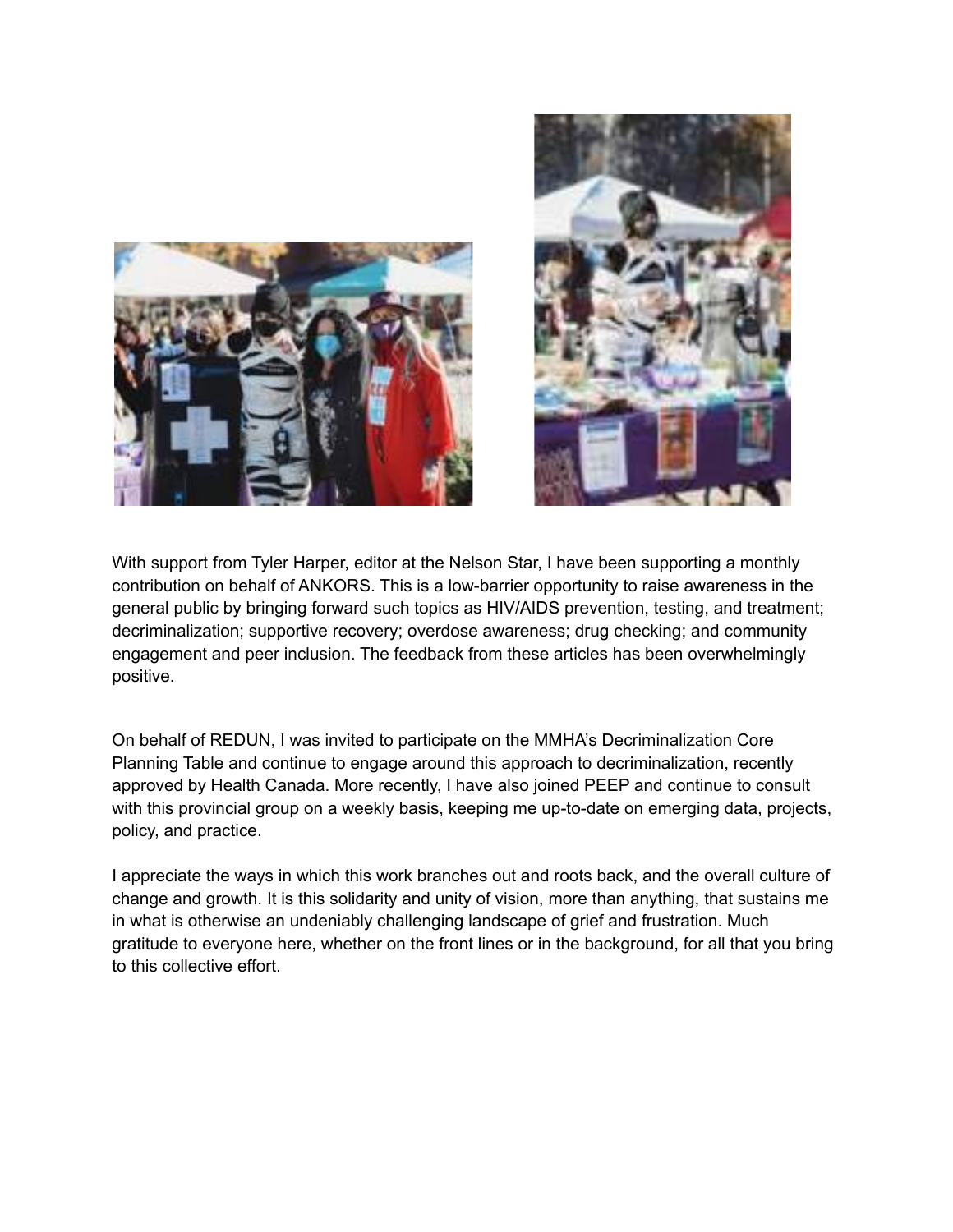With support from Tyler Harper, editor at the Nelson Star, I have been supporting a monthly contribution on behalf of ANKORS. This is a low-barrier opportunity to raise awareness in the general public by bringing forward such topics as HIV/AIDS prevention, testing, and treatment; decriminalization; supportive recovery; overdose awareness; drug checking; and community engagement and peer inclusion. The feedback from these articles has been overwhelmingly positive.

On behalf of REDUN, I was invited to participate on the MMHA's Decriminalization Core Planning Table and continue to engage around this approach to decriminalization, recently approved by Health Canada. More recently, I have also joined PEEP and continue to consult with this provincial group on a weekly basis, keeping me up-to-date on emerging data, projects, policy, and practice.

I appreciate the ways in which this work branches out and roots back, and the overall culture of change and growth. It is this solidarity and unity of vision, more than anything, that sustains me in what is otherwise an undeniably challenging landscape of grief and frustration. Much gratitude to everyone here, whether on the front lines or in the background, for all that you bring to this collective effort.